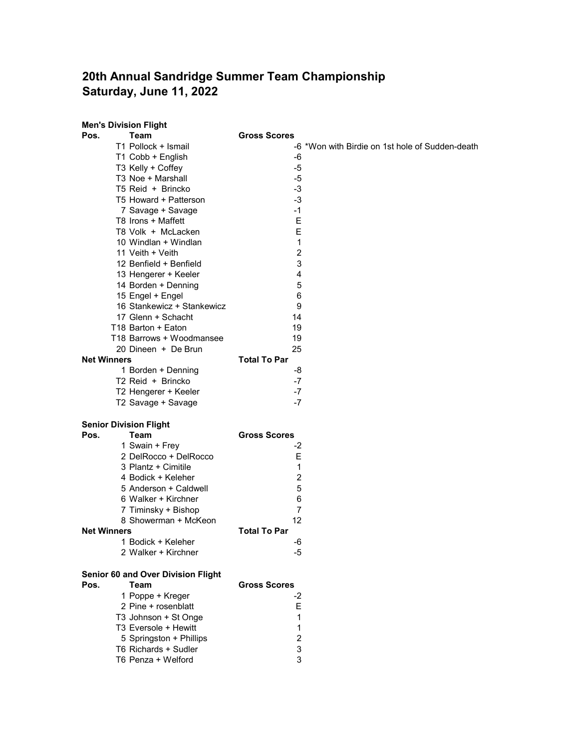# 20th Annual Sandridge Summer Team Championship
# Saturday, June 11, 2022

**Men's Division Flight**

| Pos. | Team | Gross Scores | |
|---|---|---|---|
| T1 | Pollock + Ismail | -6 | *Won with Birdie on 1st hole of Sudden-death |
| T1 | Cobb + English | -6 | |
| T3 | Kelly + Coffey | -5 | |
| T3 | Noe + Marshall | -5 | |
| T5 | Reid + Brincko | -3 | |
| T5 | Howard + Patterson | -3 | |
| 7 | Savage + Savage | -1 | |
| T8 | Irons + Maffett | E | |
| T8 | Volk + McLacken | E | |
| 10 | Windlan + Windlan | 1 | |
| 11 | Veith + Veith | 2 | |
| 12 | Benfield + Benfield | 3 | |
| 13 | Hengerer + Keeler | 4 | |
| 14 | Borden + Denning | 5 | |
| 15 | Engel + Engel | 6 | |
| 16 | Stankewicz + Stankewicz | 9 | |
| 17 | Glenn + Schacht | 14 | |
| T18 | Barton + Eaton | 19 | |
| T18 | Barrows + Woodmansee | 19 | |
| 20 | Dineen + De Brun | 25 | |
| **Net Winners** | | **Total To Par** | |
| 1 | Borden + Denning | -8 | |
| T2 | Reid + Brincko | -7 | |
| T2 | Hengerer + Keeler | -7 | |
| T2 | Savage + Savage | -7 | |

**Senior Division Flight**

| Pos. | Team | Gross Scores |
|---|---|---|
| 1 | Swain + Frey | -2 |
| 2 | DelRocco + DelRocco | E |
| 3 | Plantz + Cimitile | 1 |
| 4 | Bodick + Keleher | 2 |
| 5 | Anderson + Caldwell | 5 |
| 6 | Walker + Kirchner | 6 |
| 7 | Timinsky + Bishop | 7 |
| 8 | Showerman + McKeon | 12 |
| **Net Winners** | | **Total To Par** |
| 1 | Bodick + Keleher | -6 |
| 2 | Walker + Kirchner | -5 |

**Senior 60 and Over Division Flight**

| Pos. | Team | Gross Scores |
|---|---|---|
| 1 | Poppe + Kreger | -2 |
| 2 | Pine + rosenblatt | E |
| T3 | Johnson + St Onge | 1 |
| T3 | Eversole + Hewitt | 1 |
| 5 | Springston + Phillips | 2 |
| T6 | Richards + Sudler | 3 |
| T6 | Penza + Welford | 3 |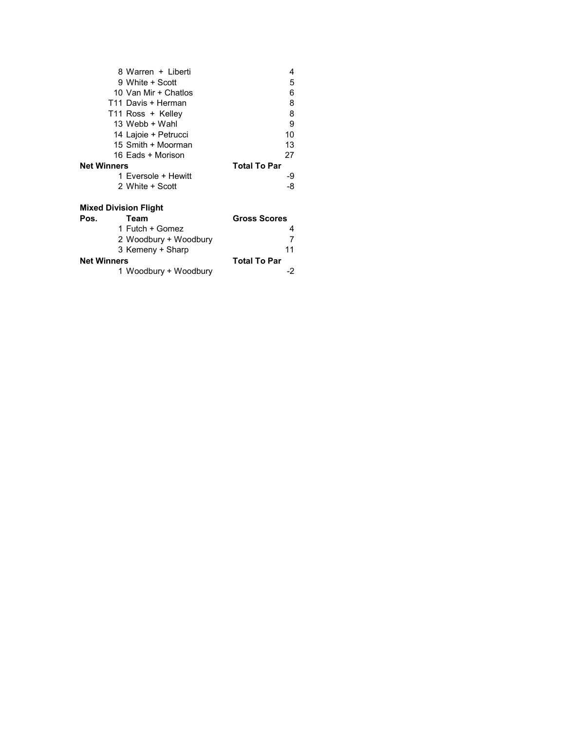| | | |
|---|---|---|
| 8 | Warren + Liberti | 4 |
| 9 | White + Scott | 5 |
| 10 | Van Mir + Chatlos | 6 |
| T11 | Davis + Herman | 8 |
| T11 | Ross + Kelley | 8 |
| 13 | Webb + Wahl | 9 |
| 14 | Lajoie + Petrucci | 10 |
| 15 | Smith + Moorman | 13 |
| 16 | Eads + Morison | 27 |
| **Net Winners** | | **Total To Par** |
| 1 | Eversole + Hewitt | -9 |
| 2 | White + Scott | -8 |

**Mixed Division Flight**

| **Pos.** | **Team** | **Gross Scores** |
|---|---|---|
| 1 | Futch + Gomez | 4 |
| 2 | Woodbury + Woodbury | 7 |
| 3 | Kemeny + Sharp | 11 |
| **Net Winners** | | **Total To Par** |
| 1 | Woodbury + Woodbury | -2 |